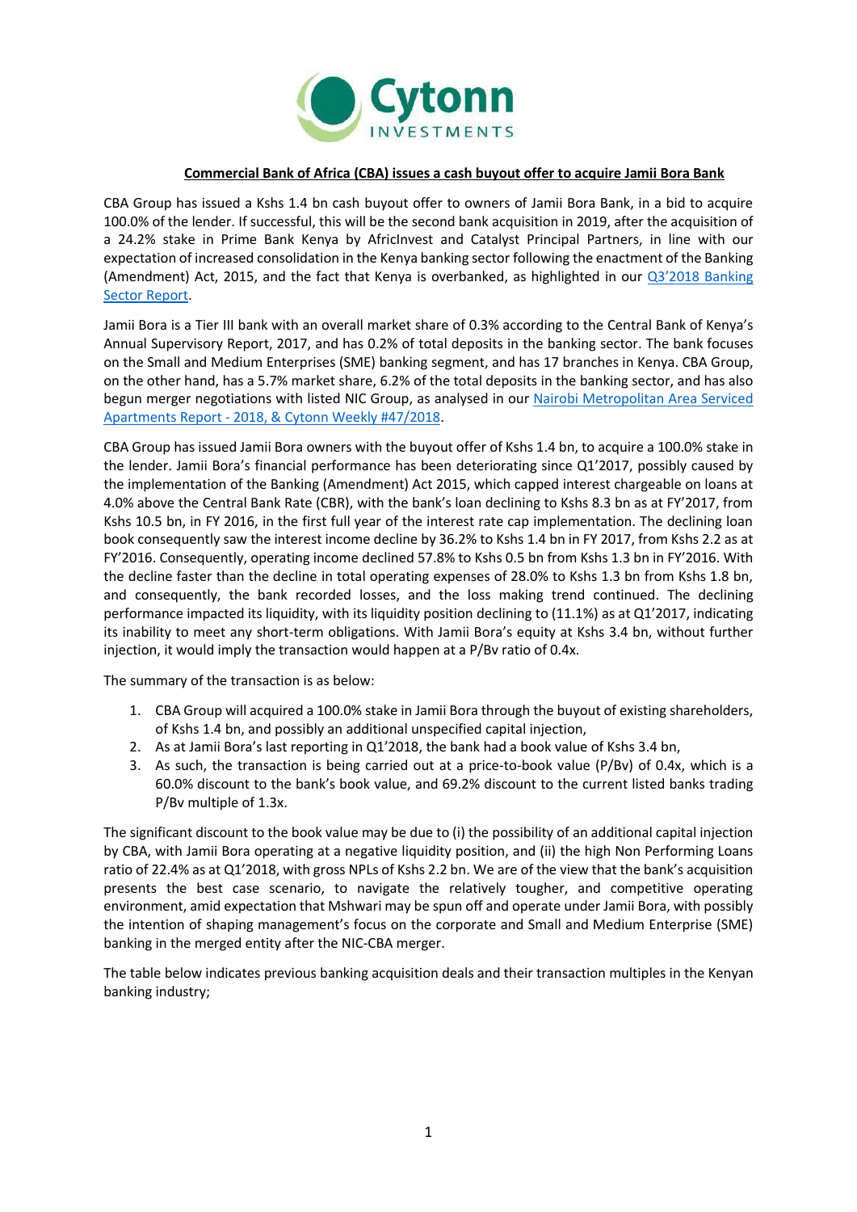**Commercial Bank of Africa (CBA) issues a cash buyout offer to acquire Jamii Bora Bank**

CBA Group has issued a Kshs 1.4 bn cash buyout offer to owners of Jamii Bora Bank, in a bid to acquire 100.0% of the lender. If successful, this will be the second bank acquisition in 2019, after the acquisition of a 24.2% stake in Prime Bank Kenya by AfricInvest and Catalyst Principal Partners, in line with our expectation of increased consolidation in the Kenya banking sector following the enactment of the Banking (Amendment) Act, 2015, and the fact that Kenya is overbanked, as highlighted in our [Q3'2018 Banking Sector Report](Q3'2018 Banking Sector Report).

Jamii Bora is a Tier III bank with an overall market share of 0.3% according to the Central Bank of Kenya's Annual Supervisory Report, 2017, and has 0.2% of total deposits in the banking sector. The bank focuses on the Small and Medium Enterprises (SME) banking segment, and has 17 branches in Kenya. CBA Group, on the other hand, has a 5.7% market share, 6.2% of the total deposits in the banking sector, and has also begun merger negotiations with listed NIC Group, as analysed in our [Nairobi Metropolitan Area Serviced Apartments Report - 2018, & Cytonn Weekly #47/2018](Nairobi Metropolitan Area Serviced Apartments Report - 2018, & Cytonn Weekly #47/2018).

CBA Group has issued Jamii Bora owners with the buyout offer of Kshs 1.4 bn, to acquire a 100.0% stake in the lender. Jamii Bora's financial performance has been deteriorating since Q1'2017, possibly caused by the implementation of the Banking (Amendment) Act 2015, which capped interest chargeable on loans at 4.0% above the Central Bank Rate (CBR), with the bank's loan declining to Kshs 8.3 bn as at FY'2017, from Kshs 10.5 bn, in FY 2016, in the first full year of the interest rate cap implementation. The declining loan book consequently saw the interest income decline by 36.2% to Kshs 1.4 bn in FY 2017, from Kshs 2.2 as at FY'2016. Consequently, operating income declined 57.8% to Kshs 0.5 bn from Kshs 1.3 bn in FY'2016. With the decline faster than the decline in total operating expenses of 28.0% to Kshs 1.3 bn from Kshs 1.8 bn, and consequently, the bank recorded losses, and the loss making trend continued. The declining performance impacted its liquidity, with its liquidity position declining to (11.1%) as at Q1'2017, indicating its inability to meet any short-term obligations. With Jamii Bora's equity at Kshs 3.4 bn, without further injection, it would imply the transaction would happen at a P/Bv ratio of 0.4x.

The summary of the transaction is as below:

1. CBA Group will acquired a 100.0% stake in Jamii Bora through the buyout of existing shareholders, of Kshs 1.4 bn, and possibly an additional unspecified capital injection,
2. As at Jamii Bora's last reporting in Q1'2018, the bank had a book value of Kshs 3.4 bn,
3. As such, the transaction is being carried out at a price-to-book value (P/Bv) of 0.4x, which is a 60.0% discount to the bank's book value, and 69.2% discount to the current listed banks trading P/Bv multiple of 1.3x.

The significant discount to the book value may be due to (i) the possibility of an additional capital injection by CBA, with Jamii Bora operating at a negative liquidity position, and (ii) the high Non Performing Loans ratio of 22.4% as at Q1'2018, with gross NPLs of Kshs 2.2 bn. We are of the view that the bank's acquisition presents the best case scenario, to navigate the relatively tougher, and competitive operating environment, amid expectation that Mshwari may be spun off and operate under Jamii Bora, with possibly the intention of shaping management's focus on the corporate and Small and Medium Enterprise (SME) banking in the merged entity after the NIC-CBA merger.

The table below indicates previous banking acquisition deals and their transaction multiples in the Kenyan banking industry;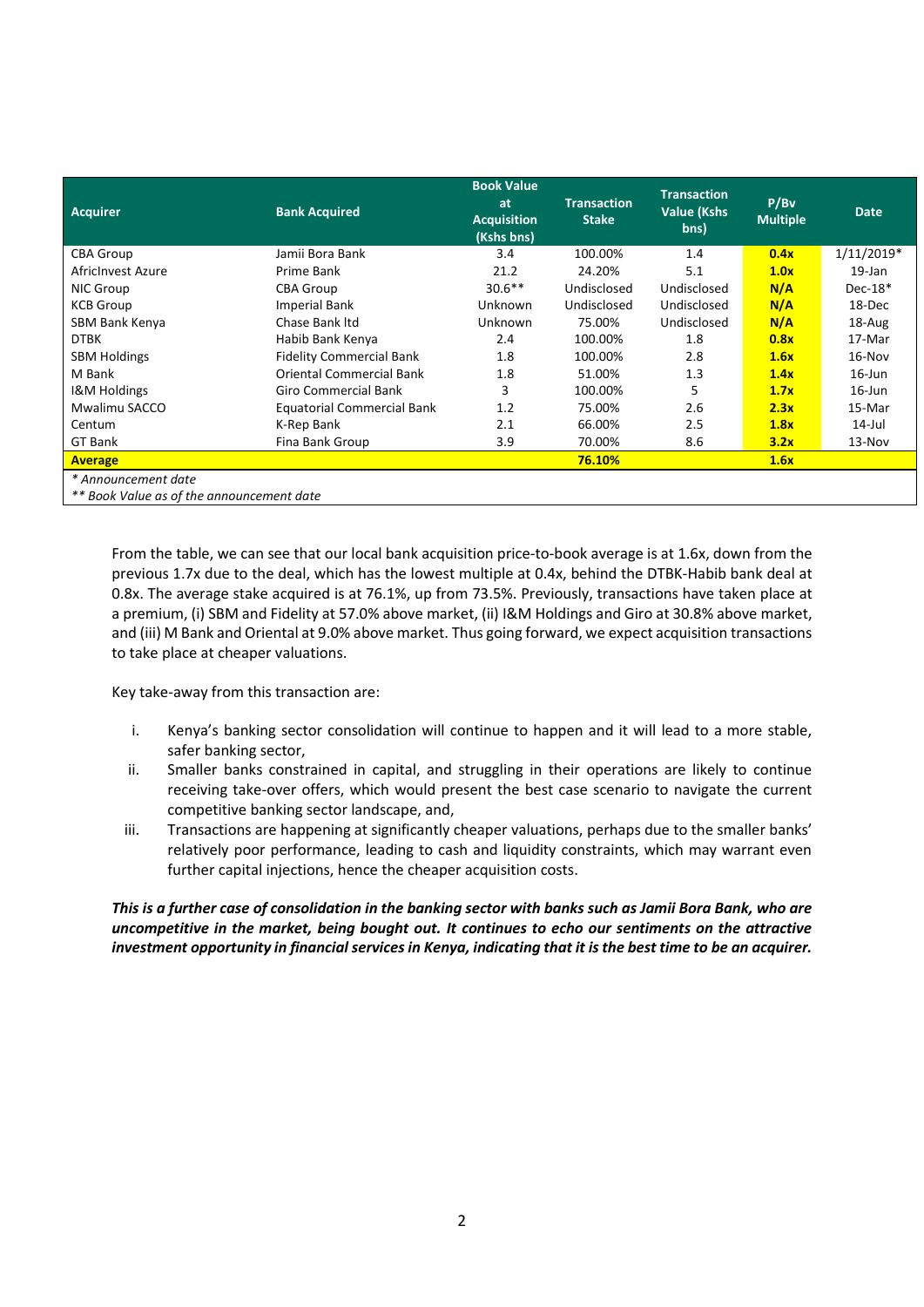| Acquirer | Bank Acquired | Book Value at Acquisition (Kshs bns) | Transaction Stake | Transaction Value (Kshs bns) | P/Bv Multiple | Date |
|---|---|---|---|---|---|---|
| CBA Group | Jamii Bora Bank | 3.4 | 100.00% | 1.4 | **0.4x** | 1/11/2019* |
| AfricInvest Azure | Prime Bank | 21.2 | 24.20% | 5.1 | **1.0x** | 19-Jan |
| NIC Group | CBA Group | 30.6** | Undisclosed | Undisclosed | **N/A** | Dec-18* |
| KCB Group | Imperial Bank | Unknown | Undisclosed | Undisclosed | **N/A** | 18-Dec |
| SBM Bank Kenya | Chase Bank ltd | Unknown | 75.00% | Undisclosed | **N/A** | 18-Aug |
| DTBK | Habib Bank Kenya | 2.4 | 100.00% | 1.8 | **0.8x** | 17-Mar |
| SBM Holdings | Fidelity Commercial Bank | 1.8 | 100.00% | 2.8 | **1.6x** | 16-Nov |
| M Bank | Oriental Commercial Bank | 1.8 | 51.00% | 1.3 | **1.4x** | 16-Jun |
| I&M Holdings | Giro Commercial Bank | 3 | 100.00% | 5 | **1.7x** | 16-Jun |
| Mwalimu SACCO | Equatorial Commercial Bank | 1.2 | 75.00% | 2.6 | **2.3x** | 15-Mar |
| Centum | K-Rep Bank | 2.1 | 66.00% | 2.5 | **1.8x** | 14-Jul |
| GT Bank | Fina Bank Group | 3.9 | 70.00% | 8.6 | **3.2x** | 13-Nov |
| **Average** | | | **76.10%** | | **1.6x** | |

*\* Announcement date*

*\*\* Book Value as of the announcement date*

From the table, we can see that our local bank acquisition price-to-book average is at 1.6x, down from the previous 1.7x due to the deal, which has the lowest multiple at 0.4x, behind the DTBK-Habib bank deal at 0.8x. The average stake acquired is at 76.1%, up from 73.5%. Previously, transactions have taken place at a premium, (i) SBM and Fidelity at 57.0% above market, (ii) I&M Holdings and Giro at 30.8% above market, and (iii) M Bank and Oriental at 9.0% above market. Thus going forward, we expect acquisition transactions to take place at cheaper valuations.

Key take-away from this transaction are:

i. Kenya's banking sector consolidation will continue to happen and it will lead to a more stable, safer banking sector,
ii. Smaller banks constrained in capital, and struggling in their operations are likely to continue receiving take-over offers, which would present the best case scenario to navigate the current competitive banking sector landscape, and,
iii. Transactions are happening at significantly cheaper valuations, perhaps due to the smaller banks' relatively poor performance, leading to cash and liquidity constraints, which may warrant even further capital injections, hence the cheaper acquisition costs.

***This is a further case of consolidation in the banking sector with banks such as Jamii Bora Bank, who are uncompetitive in the market, being bought out. It continues to echo our sentiments on the attractive investment opportunity in financial services in Kenya, indicating that it is the best time to be an acquirer.***